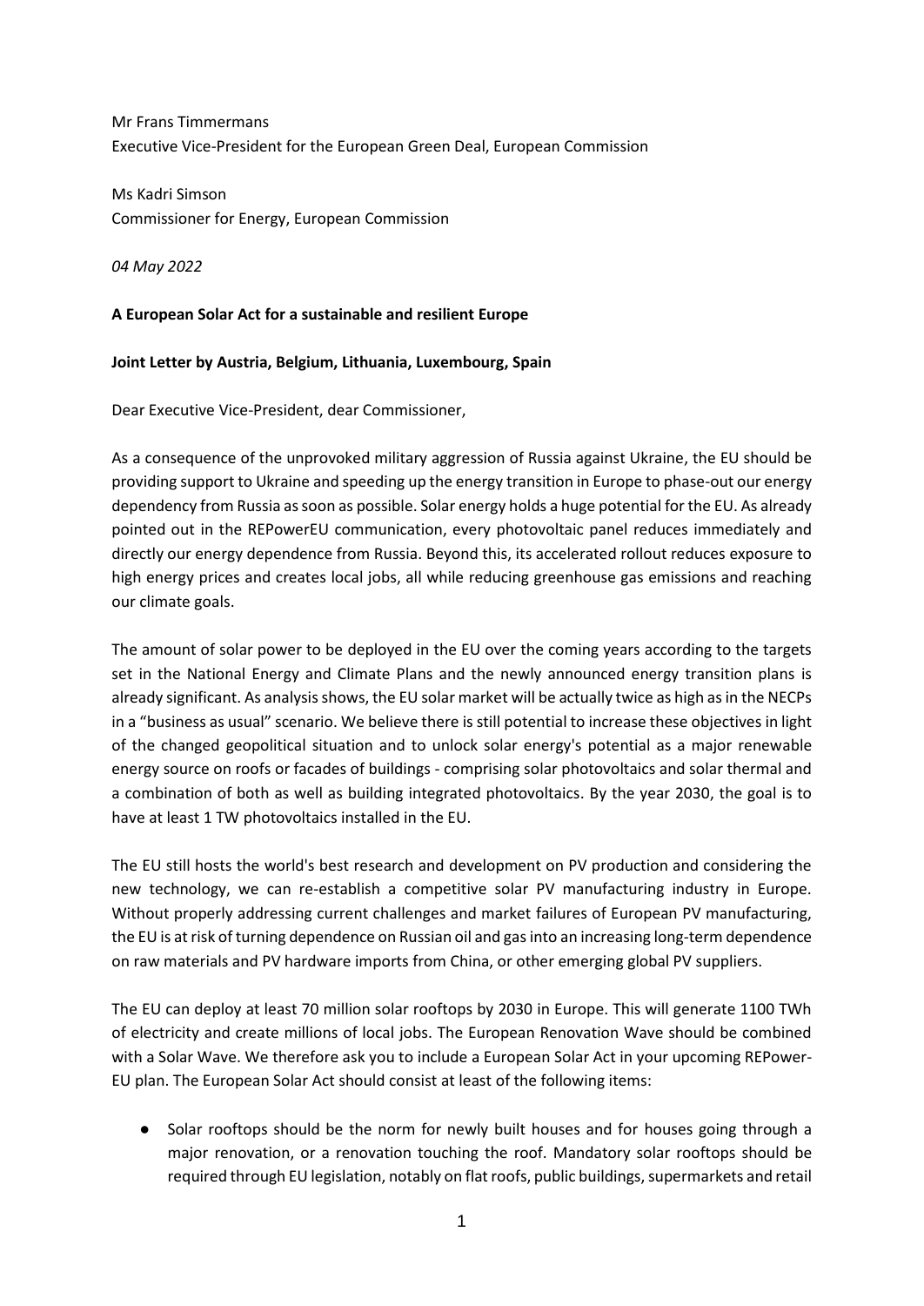Mr Frans Timmermans
Executive Vice-President for the European Green Deal, European Commission

Ms Kadri Simson
Commissioner for Energy, European Commission

*04 May 2022*

**A European Solar Act for a sustainable and resilient Europe**

**Joint Letter by Austria, Belgium, Lithuania, Luxembourg, Spain**

Dear Executive Vice-President, dear Commissioner,

As a consequence of the unprovoked military aggression of Russia against Ukraine, the EU should be providing support to Ukraine and speeding up the energy transition in Europe to phase-out our energy dependency from Russia as soon as possible. Solar energy holds a huge potential for the EU. As already pointed out in the REPowerEU communication, every photovoltaic panel reduces immediately and directly our energy dependence from Russia. Beyond this, its accelerated rollout reduces exposure to high energy prices and creates local jobs, all while reducing greenhouse gas emissions and reaching our climate goals.

The amount of solar power to be deployed in the EU over the coming years according to the targets set in the National Energy and Climate Plans and the newly announced energy transition plans is already significant. As analysis shows, the EU solar market will be actually twice as high as in the NECPs in a "business as usual" scenario. We believe there is still potential to increase these objectives in light of the changed geopolitical situation and to unlock solar energy's potential as a major renewable energy source on roofs or facades of buildings - comprising solar photovoltaics and solar thermal and a combination of both as well as building integrated photovoltaics. By the year 2030, the goal is to have at least 1 TW photovoltaics installed in the EU.

The EU still hosts the world's best research and development on PV production and considering the new technology, we can re-establish a competitive solar PV manufacturing industry in Europe. Without properly addressing current challenges and market failures of European PV manufacturing, the EU is at risk of turning dependence on Russian oil and gas into an increasing long-term dependence on raw materials and PV hardware imports from China, or other emerging global PV suppliers.

The EU can deploy at least 70 million solar rooftops by 2030 in Europe. This will generate 1100 TWh of electricity and create millions of local jobs. The European Renovation Wave should be combined with a Solar Wave. We therefore ask you to include a European Solar Act in your upcoming REPower-EU plan. The European Solar Act should consist at least of the following items:

- Solar rooftops should be the norm for newly built houses and for houses going through a major renovation, or a renovation touching the roof. Mandatory solar rooftops should be required through EU legislation, notably on flat roofs, public buildings, supermarkets and retail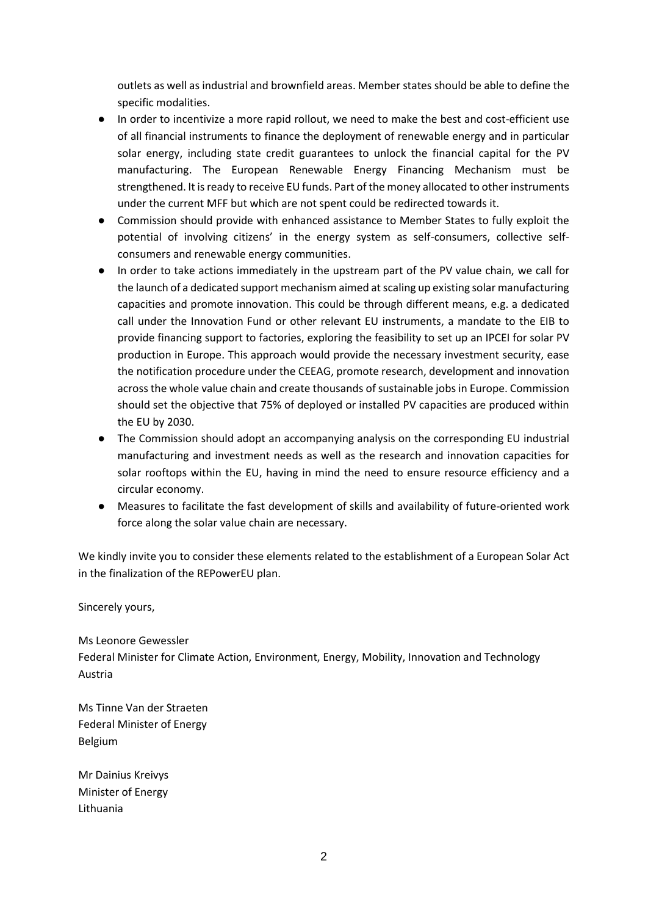outlets as well as industrial and brownfield areas. Member states should be able to define the specific modalities.

- In order to incentivize a more rapid rollout, we need to make the best and cost-efficient use of all financial instruments to finance the deployment of renewable energy and in particular solar energy, including state credit guarantees to unlock the financial capital for the PV manufacturing. The European Renewable Energy Financing Mechanism must be strengthened. It is ready to receive EU funds. Part of the money allocated to other instruments under the current MFF but which are not spent could be redirected towards it.
- Commission should provide with enhanced assistance to Member States to fully exploit the potential of involving citizens' in the energy system as self-consumers, collective self-consumers and renewable energy communities.
- In order to take actions immediately in the upstream part of the PV value chain, we call for the launch of a dedicated support mechanism aimed at scaling up existing solar manufacturing capacities and promote innovation. This could be through different means, e.g. a dedicated call under the Innovation Fund or other relevant EU instruments, a mandate to the EIB to provide financing support to factories, exploring the feasibility to set up an IPCEI for solar PV production in Europe. This approach would provide the necessary investment security, ease the notification procedure under the CEEAG, promote research, development and innovation across the whole value chain and create thousands of sustainable jobs in Europe. Commission should set the objective that 75% of deployed or installed PV capacities are produced within the EU by 2030.
- The Commission should adopt an accompanying analysis on the corresponding EU industrial manufacturing and investment needs as well as the research and innovation capacities for solar rooftops within the EU, having in mind the need to ensure resource efficiency and a circular economy.
- Measures to facilitate the fast development of skills and availability of future-oriented work force along the solar value chain are necessary.

We kindly invite you to consider these elements related to the establishment of a European Solar Act in the finalization of the REPowerEU plan.

Sincerely yours,

Ms Leonore Gewessler
Federal Minister for Climate Action, Environment, Energy, Mobility, Innovation and Technology
Austria

Ms Tinne Van der Straeten
Federal Minister of Energy
Belgium

Mr Dainius Kreivys
Minister of Energy
Lithuania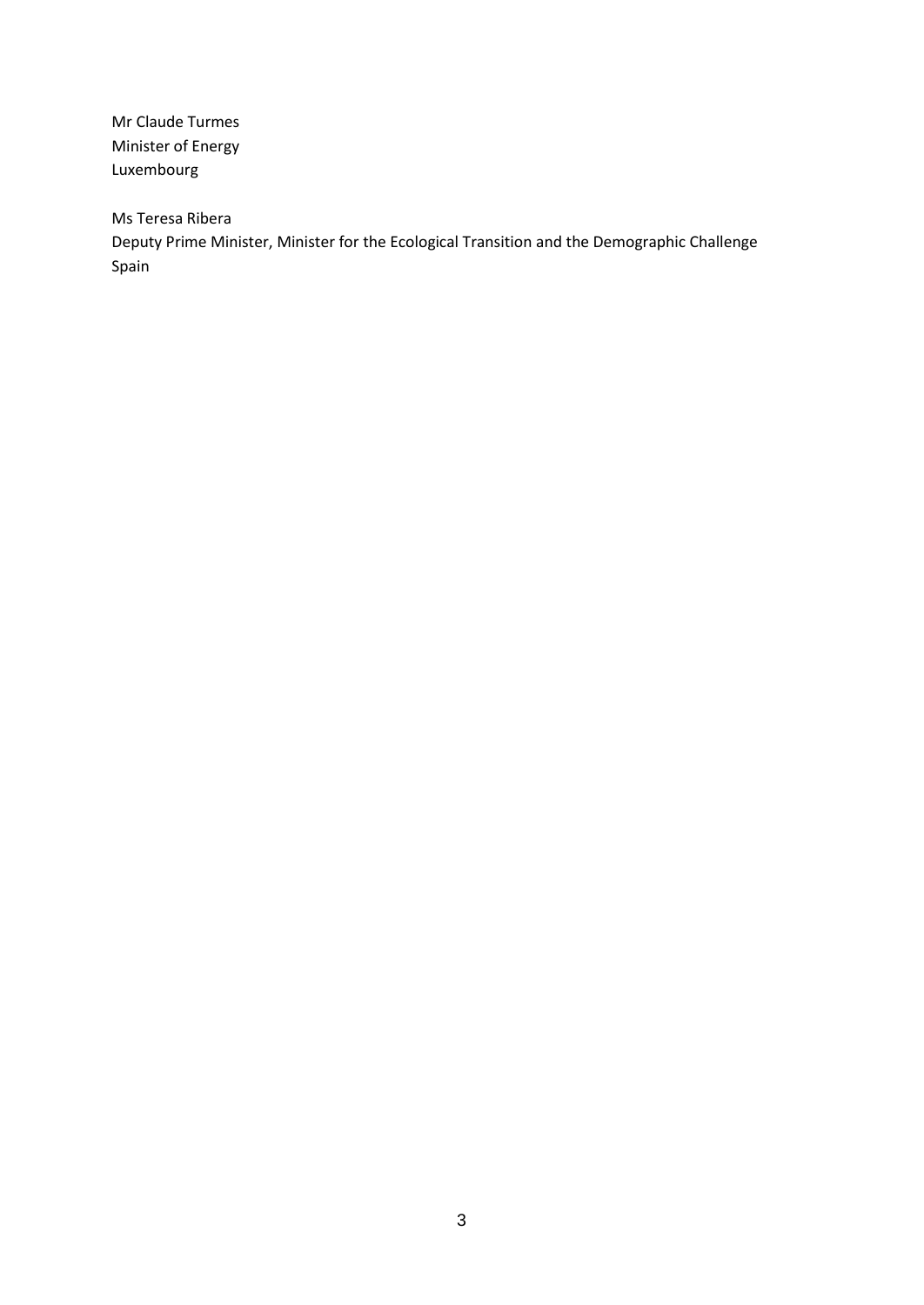Mr Claude Turmes
Minister of Energy
Luxembourg

Ms Teresa Ribera
Deputy Prime Minister, Minister for the Ecological Transition and the Demographic Challenge
Spain